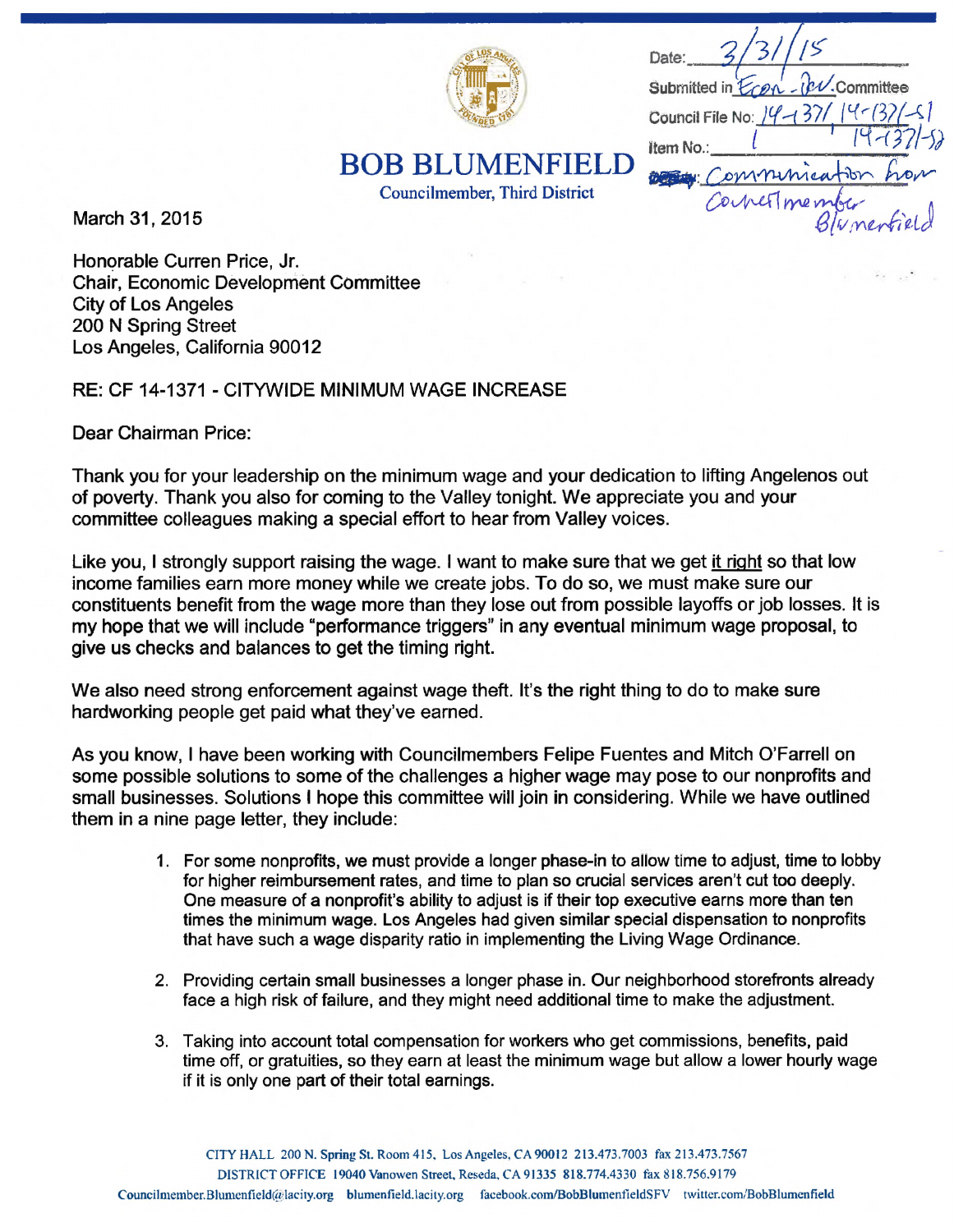Date: 3/31/15

Submitted in Econ. Dev. Committee

Council File No: 14-1371, 14-1371-S1, 14-1371-S2

Item No.: 1

Deputy: Communication from Councilmember Blumenfield

# BOB BLUMENFIELD

Councilmember, Third District

March 31, 2015

Honorable Curren Price, Jr.
Chair, Economic Development Committee
City of Los Angeles
200 N Spring Street
Los Angeles, California 90012

RE: CF 14-1371 - CITYWIDE MINIMUM WAGE INCREASE

Dear Chairman Price:

Thank you for your leadership on the minimum wage and your dedication to lifting Angelenos out of poverty. Thank you also for coming to the Valley tonight. We appreciate you and your committee colleagues making a special effort to hear from Valley voices.

Like you, I strongly support raising the wage. I want to make sure that we get it right so that low income families earn more money while we create jobs. To do so, we must make sure our constituents benefit from the wage more than they lose out from possible layoffs or job losses. It is my hope that we will include "performance triggers" in any eventual minimum wage proposal, to give us checks and balances to get the timing right.

We also need strong enforcement against wage theft. It's the right thing to do to make sure hardworking people get paid what they've earned.

As you know, I have been working with Councilmembers Felipe Fuentes and Mitch O'Farrell on some possible solutions to some of the challenges a higher wage may pose to our nonprofits and small businesses. Solutions I hope this committee will join in considering. While we have outlined them in a nine page letter, they include:

1. For some nonprofits, we must provide a longer phase-in to allow time to adjust, time to lobby for higher reimbursement rates, and time to plan so crucial services aren't cut too deeply. One measure of a nonprofit's ability to adjust is if their top executive earns more than ten times the minimum wage. Los Angeles had given similar special dispensation to nonprofits that have such a wage disparity ratio in implementing the Living Wage Ordinance.

2. Providing certain small businesses a longer phase in. Our neighborhood storefronts already face a high risk of failure, and they might need additional time to make the adjustment.

3. Taking into account total compensation for workers who get commissions, benefits, paid time off, or gratuities, so they earn at least the minimum wage but allow a lower hourly wage if it is only one part of their total earnings.

CITY HALL 200 N. Spring St. Room 415, Los Angeles, CA 90012 213.473.7003 fax 213.473.7567
DISTRICT OFFICE 19040 Vanowen Street, Reseda, CA 91335 818.774.4330 fax 818.756.9179
Councilmember.Blumenfield@lacity.org blumenfield.lacity.org facebook.com/BobBlumenfieldSFV twitter.com/BobBlumenfield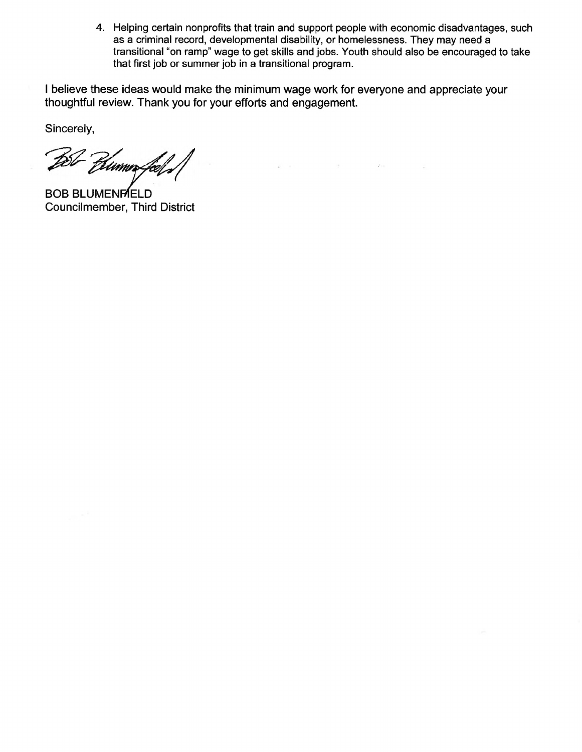4. Helping certain nonprofits that train and support people with economic disadvantages, such as a criminal record, developmental disability, or homelessness. They may need a transitional "on ramp" wage to get skills and jobs. Youth should also be encouraged to take that first job or summer job in a transitional program.

I believe these ideas would make the minimum wage work for everyone and appreciate your thoughtful review. Thank you for your efforts and engagement.

Sincerely,

BOB BLUMENFIELD
Councilmember, Third District